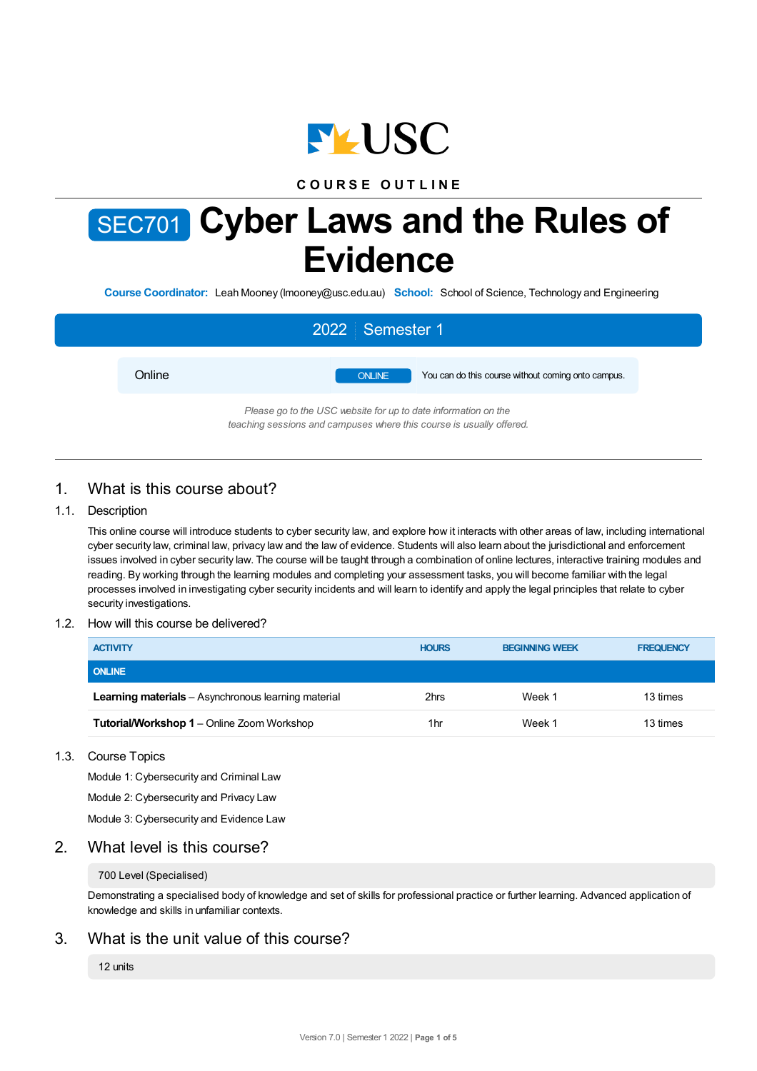USC

COURSE OUTLINE

# SEC701 Cyber Laws and the Rules of Evidence

**Course Coordinator:** Leah Mooney (lmooney@usc.edu.au) **School:** School of Science, Technology and Engineering

**2022 | Semester 1**

| Online | ONLINE | You can do this course without coming onto campus. |
|---|---|---|

*Please go to the USC website for up to date information on the teaching sessions and campuses where this course is usually offered.*

## 1. What is this course about?

### 1.1. Description

This online course will introduce students to cyber security law, and explore how it interacts with other areas of law, including international cyber security law, criminal law, privacy law and the law of evidence. Students will also learn about the jurisdictional and enforcement issues involved in cyber security law. The course will be taught through a combination of online lectures, interactive training modules and reading. By working through the learning modules and completing your assessment tasks, you will become familiar with the legal processes involved in investigating cyber security incidents and will learn to identify and apply the legal principles that relate to cyber security investigations.

### 1.2. How will this course be delivered?

| ACTIVITY | HOURS | BEGINNING WEEK | FREQUENCY |
|---|---|---|---|
| **ONLINE** | | | |
| **Learning materials** – Asynchronous learning material | 2hrs | Week 1 | 13 times |
| **Tutorial/Workshop 1** – Online Zoom Workshop | 1hr | Week 1 | 13 times |

### 1.3. Course Topics

Module 1: Cybersecurity and Criminal Law

Module 2: Cybersecurity and Privacy Law

Module 3: Cybersecurity and Evidence Law

## 2. What level is this course?

700 Level (Specialised)

Demonstrating a specialised body of knowledge and set of skills for professional practice or further learning. Advanced application of knowledge and skills in unfamiliar contexts.

## 3. What is the unit value of this course?

12 units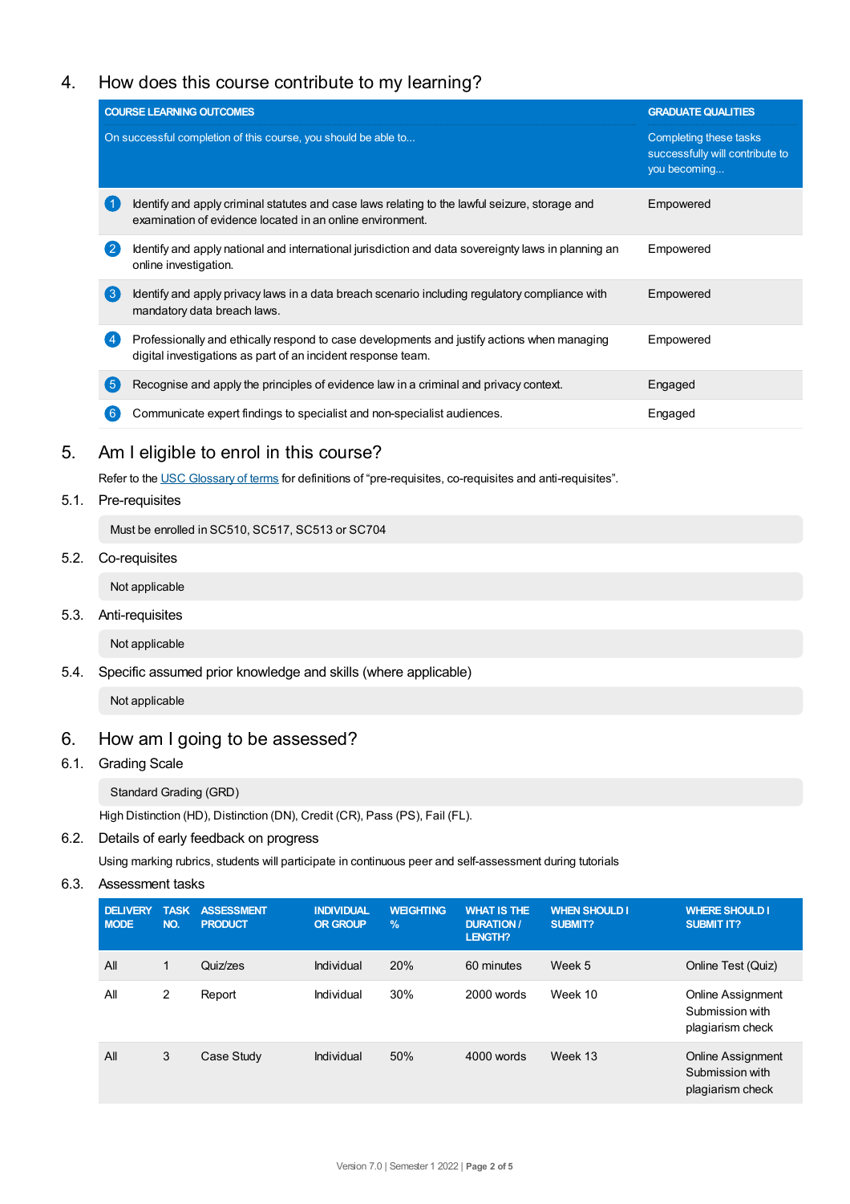## 4. How does this course contribute to my learning?

| COURSE LEARNING OUTCOMES<br>On successful completion of this course, you should be able to... | GRADUATE QUALITIES<br>Completing these tasks successfully will contribute to you becoming... |
|---|---|
| 1 Identify and apply criminal statutes and case laws relating to the lawful seizure, storage and examination of evidence located in an online environment. | Empowered |
| 2 Identify and apply national and international jurisdiction and data sovereignty laws in planning an online investigation. | Empowered |
| 3 Identify and apply privacy laws in a data breach scenario including regulatory compliance with mandatory data breach laws. | Empowered |
| 4 Professionally and ethically respond to case developments and justify actions when managing digital investigations as part of an incident response team. | Empowered |
| 5 Recognise and apply the principles of evidence law in a criminal and privacy context. | Engaged |
| 6 Communicate expert findings to specialist and non-specialist audiences. | Engaged |

## 5. Am I eligible to enrol in this course?

Refer to the USC Glossary of terms for definitions of "pre-requisites, co-requisites and anti-requisites".

### 5.1. Pre-requisites

Must be enrolled in SC510, SC517, SC513 or SC704

### 5.2. Co-requisites

Not applicable

### 5.3. Anti-requisites

Not applicable

### 5.4. Specific assumed prior knowledge and skills (where applicable)

Not applicable

## 6. How am I going to be assessed?

### 6.1. Grading Scale

Standard Grading (GRD)

High Distinction (HD), Distinction (DN), Credit (CR), Pass (PS), Fail (FL).

### 6.2. Details of early feedback on progress

Using marking rubrics, students will participate in continuous peer and self-assessment during tutorials

### 6.3. Assessment tasks

| DELIVERY MODE | TASK NO. | ASSESSMENT PRODUCT | INDIVIDUAL OR GROUP | WEIGHTING % | WHAT IS THE DURATION / LENGTH? | WHEN SHOULD I SUBMIT? | WHERE SHOULD I SUBMIT IT? |
|---|---|---|---|---|---|---|---|
| All | 1 | Quiz/zes | Individual | 20% | 60 minutes | Week 5 | Online Test (Quiz) |
| All | 2 | Report | Individual | 30% | 2000 words | Week 10 | Online Assignment Submission with plagiarism check |
| All | 3 | Case Study | Individual | 50% | 4000 words | Week 13 | Online Assignment Submission with plagiarism check |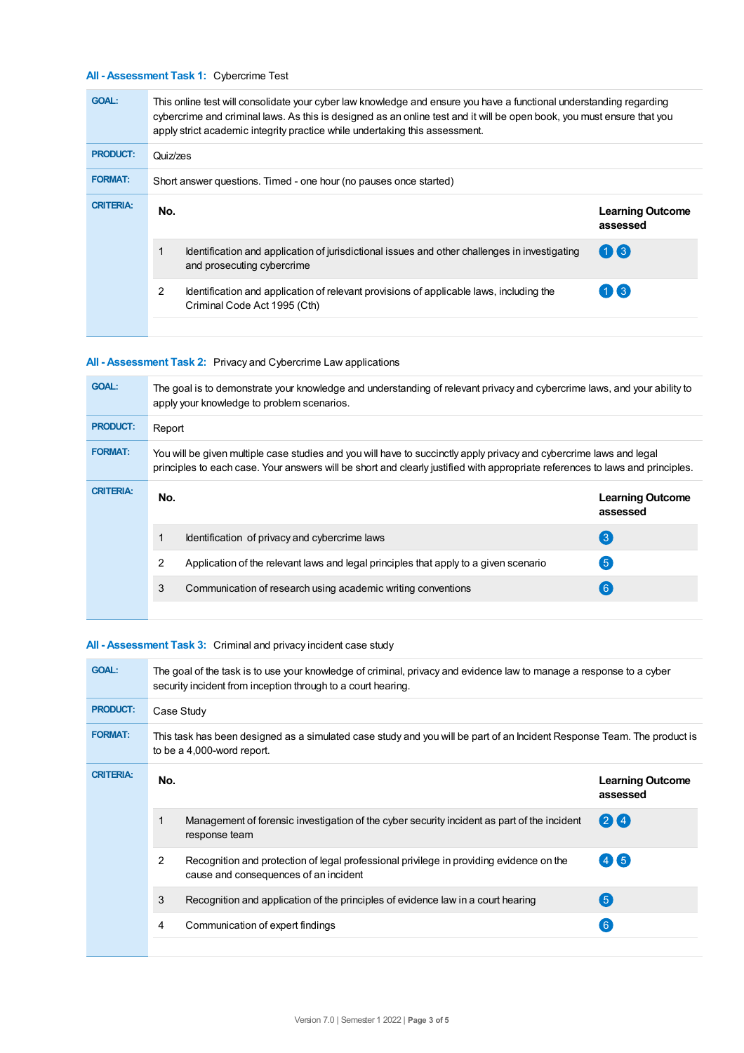### All - Assessment Task 1: Cybercrime Test

**GOAL:** This online test will consolidate your cyber law knowledge and ensure you have a functional understanding regarding cybercrime and criminal laws. As this is designed as an online test and it will be open book, you must ensure that you apply strict academic integrity practice while undertaking this assessment.

**PRODUCT:** Quiz/zes

**FORMAT:** Short answer questions. Timed - one hour (no pauses once started)

**CRITERIA:**

| No. | | Learning Outcome assessed |
|---|---|---|
| 1 | Identification and application of jurisdictional issues and other challenges in investigating and prosecuting cybercrime | 1 3 |
| 2 | Identification and application of relevant provisions of applicable laws, including the Criminal Code Act 1995 (Cth) | 1 3 |

### All - Assessment Task 2: Privacy and Cybercrime Law applications

**GOAL:** The goal is to demonstrate your knowledge and understanding of relevant privacy and cybercrime laws, and your ability to apply your knowledge to problem scenarios.

**PRODUCT:** Report

**FORMAT:** You will be given multiple case studies and you will have to succinctly apply privacy and cybercrime laws and legal principles to each case. Your answers will be short and clearly justified with appropriate references to laws and principles.

**CRITERIA:**

| No. | | Learning Outcome assessed |
|---|---|---|
| 1 | Identification of privacy and cybercrime laws | 3 |
| 2 | Application of the relevant laws and legal principles that apply to a given scenario | 5 |
| 3 | Communication of research using academic writing conventions | 6 |

### All - Assessment Task 3: Criminal and privacy incident case study

**GOAL:** The goal of the task is to use your knowledge of criminal, privacy and evidence law to manage a response to a cyber security incident from inception through to a court hearing.

**PRODUCT:** Case Study

**FORMAT:** This task has been designed as a simulated case study and you will be part of an Incident Response Team. The product is to be a 4,000-word report.

**CRITERIA:**

| No. | | Learning Outcome assessed |
|---|---|---|
| 1 | Management of forensic investigation of the cyber security incident as part of the incident response team | 2 4 |
| 2 | Recognition and protection of legal professional privilege in providing evidence on the cause and consequences of an incident | 4 5 |
| 3 | Recognition and application of the principles of evidence law in a court hearing | 5 |
| 4 | Communication of expert findings | 6 |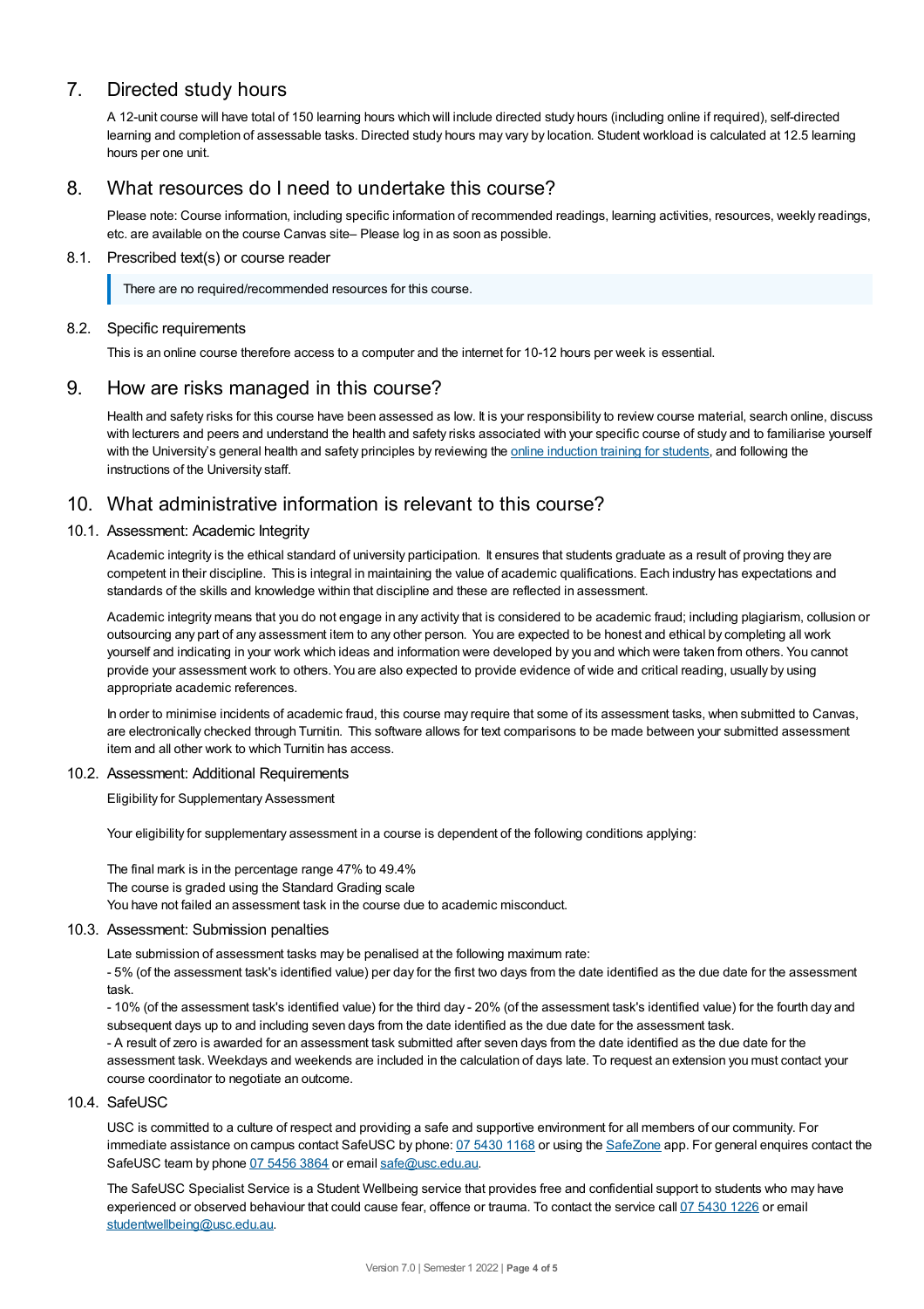## 7. Directed study hours

A 12-unit course will have total of 150 learning hours which will include directed study hours (including online if required), self-directed learning and completion of assessable tasks. Directed study hours may vary by location. Student workload is calculated at 12.5 learning hours per one unit.

## 8. What resources do I need to undertake this course?

Please note: Course information, including specific information of recommended readings, learning activities, resources, weekly readings, etc. are available on the course Canvas site– Please log in as soon as possible.

### 8.1. Prescribed text(s) or course reader

> There are no required/recommended resources for this course.

### 8.2. Specific requirements

This is an online course therefore access to a computer and the internet for 10-12 hours per week is essential.

## 9. How are risks managed in this course?

Health and safety risks for this course have been assessed as low. It is your responsibility to review course material, search online, discuss with lecturers and peers and understand the health and safety risks associated with your specific course of study and to familiarise yourself with the University's general health and safety principles by reviewing the online induction training for students, and following the instructions of the University staff.

## 10. What administrative information is relevant to this course?

### 10.1. Assessment: Academic Integrity

Academic integrity is the ethical standard of university participation. It ensures that students graduate as a result of proving they are competent in their discipline. This is integral in maintaining the value of academic qualifications. Each industry has expectations and standards of the skills and knowledge within that discipline and these are reflected in assessment.

Academic integrity means that you do not engage in any activity that is considered to be academic fraud; including plagiarism, collusion or outsourcing any part of any assessment item to any other person. You are expected to be honest and ethical by completing all work yourself and indicating in your work which ideas and information were developed by you and which were taken from others. You cannot provide your assessment work to others. You are also expected to provide evidence of wide and critical reading, usually by using appropriate academic references.

In order to minimise incidents of academic fraud, this course may require that some of its assessment tasks, when submitted to Canvas, are electronically checked through Turnitin. This software allows for text comparisons to be made between your submitted assessment item and all other work to which Turnitin has access.

### 10.2. Assessment: Additional Requirements

Eligibility for Supplementary Assessment

Your eligibility for supplementary assessment in a course is dependent of the following conditions applying:

The final mark is in the percentage range 47% to 49.4%
The course is graded using the Standard Grading scale
You have not failed an assessment task in the course due to academic misconduct.

### 10.3. Assessment: Submission penalties

Late submission of assessment tasks may be penalised at the following maximum rate:
- 5% (of the assessment task's identified value) per day for the first two days from the date identified as the due date for the assessment task.
- 10% (of the assessment task's identified value) for the third day - 20% (of the assessment task's identified value) for the fourth day and subsequent days up to and including seven days from the date identified as the due date for the assessment task.
- A result of zero is awarded for an assessment task submitted after seven days from the date identified as the due date for the assessment task. Weekdays and weekends are included in the calculation of days late. To request an extension you must contact your course coordinator to negotiate an outcome.

### 10.4. SafeUSC

USC is committed to a culture of respect and providing a safe and supportive environment for all members of our community. For immediate assistance on campus contact SafeUSC by phone: 07 5430 1168 or using the SafeZone app. For general enquires contact the SafeUSC team by phone 07 5456 3864 or email safe@usc.edu.au.

The SafeUSC Specialist Service is a Student Wellbeing service that provides free and confidential support to students who may have experienced or observed behaviour that could cause fear, offence or trauma. To contact the service call 07 5430 1226 or email studentwellbeing@usc.edu.au.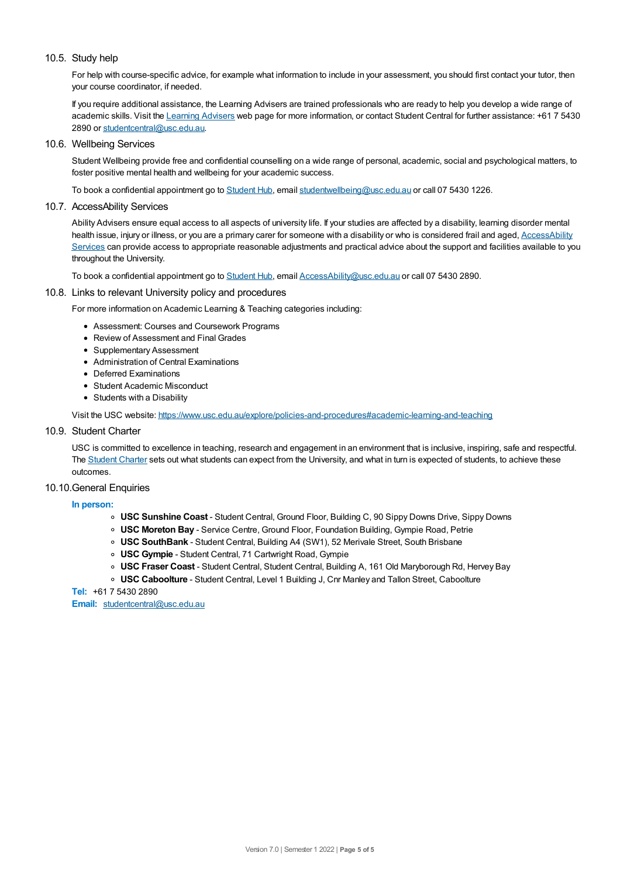### 10.5. Study help

For help with course-specific advice, for example what information to include in your assessment, you should first contact your tutor, then your course coordinator, if needed.

If you require additional assistance, the Learning Advisers are trained professionals who are ready to help you develop a wide range of academic skills. Visit the Learning Advisers web page for more information, or contact Student Central for further assistance: +61 7 5430 2890 or studentcentral@usc.edu.au.

### 10.6. Wellbeing Services

Student Wellbeing provide free and confidential counselling on a wide range of personal, academic, social and psychological matters, to foster positive mental health and wellbeing for your academic success.

To book a confidential appointment go to Student Hub, email studentwellbeing@usc.edu.au or call 07 5430 1226.

### 10.7. AccessAbility Services

Ability Advisers ensure equal access to all aspects of university life. If your studies are affected by a disability, learning disorder mental health issue, injury or illness, or you are a primary carer for someone with a disability or who is considered frail and aged, AccessAbility Services can provide access to appropriate reasonable adjustments and practical advice about the support and facilities available to you throughout the University.

To book a confidential appointment go to Student Hub, email AccessAbility@usc.edu.au or call 07 5430 2890.

### 10.8. Links to relevant University policy and procedures

For more information on Academic Learning & Teaching categories including:

- Assessment: Courses and Coursework Programs
- Review of Assessment and Final Grades
- Supplementary Assessment
- Administration of Central Examinations
- Deferred Examinations
- Student Academic Misconduct
- Students with a Disability

Visit the USC website: https://www.usc.edu.au/explore/policies-and-procedures#academic-learning-and-teaching

### 10.9. Student Charter

USC is committed to excellence in teaching, research and engagement in an environment that is inclusive, inspiring, safe and respectful. The Student Charter sets out what students can expect from the University, and what in turn is expected of students, to achieve these outcomes.

### 10.10. General Enquiries

**In person:**

- **USC Sunshine Coast** - Student Central, Ground Floor, Building C, 90 Sippy Downs Drive, Sippy Downs
- **USC Moreton Bay** - Service Centre, Ground Floor, Foundation Building, Gympie Road, Petrie
- **USC SouthBank** - Student Central, Building A4 (SW1), 52 Merivale Street, South Brisbane
- **USC Gympie** - Student Central, 71 Cartwright Road, Gympie
- **USC Fraser Coast** - Student Central, Student Central, Building A, 161 Old Maryborough Rd, Hervey Bay
- **USC Caboolture** - Student Central, Level 1 Building J, Cnr Manley and Tallon Street, Caboolture

**Tel:** +61 7 5430 2890

**Email:** studentcentral@usc.edu.au